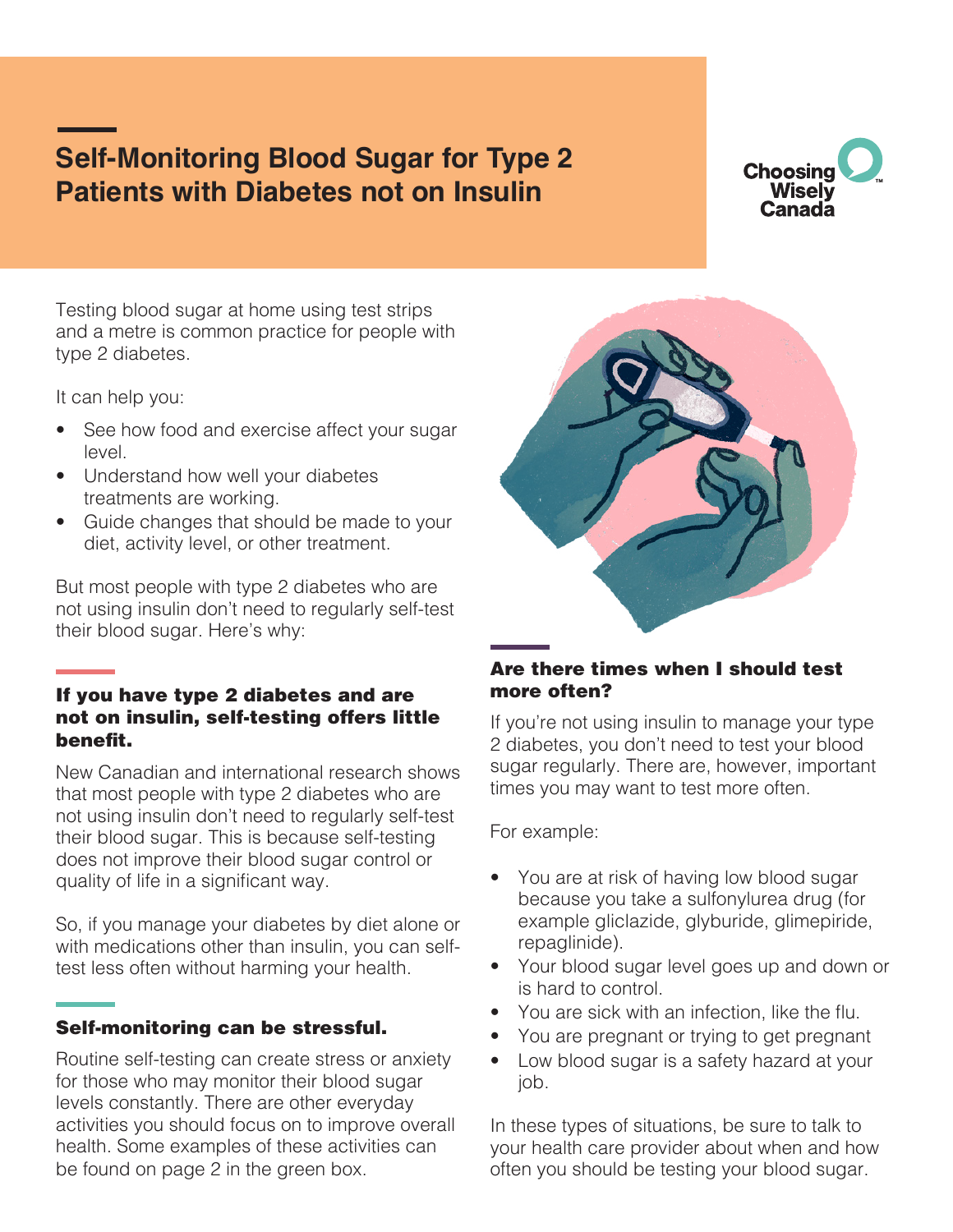# Self-Monitoring Blood Sugar for Type 2 Patients with Diabetes not on Insulin

Choosing Wisely Canada

Testing blood sugar at home using test strips and a metre is common practice for people with type 2 diabetes.

It can help you:

- See how food and exercise affect your sugar level.
- Understand how well your diabetes treatments are working.
- Guide changes that should be made to your diet, activity level, or other treatment.

But most people with type 2 diabetes who are not using insulin don't need to regularly self-test their blood sugar. Here's why:

### If you have type 2 diabetes and are not on insulin, self-testing offers little benefit.

New Canadian and international research shows that most people with type 2 diabetes who are not using insulin don't need to regularly self-test their blood sugar. This is because self-testing does not improve their blood sugar control or quality of life in a significant way.

So, if you manage your diabetes by diet alone or with medications other than insulin, you can self-test less often without harming your health.

### Self-monitoring can be stressful.

Routine self-testing can create stress or anxiety for those who may monitor their blood sugar levels constantly. There are other everyday activities you should focus on to improve overall health. Some examples of these activities can be found on page 2 in the green box.

### Are there times when I should test more often?

If you're not using insulin to manage your type 2 diabetes, you don't need to test your blood sugar regularly. There are, however, important times you may want to test more often.

For example:

- You are at risk of having low blood sugar because you take a sulfonylurea drug (for example gliclazide, glyburide, glimepiride, repaglinide).
- Your blood sugar level goes up and down or is hard to control.
- You are sick with an infection, like the flu.
- You are pregnant or trying to get pregnant
- Low blood sugar is a safety hazard at your job.

In these types of situations, be sure to talk to your health care provider about when and how often you should be testing your blood sugar.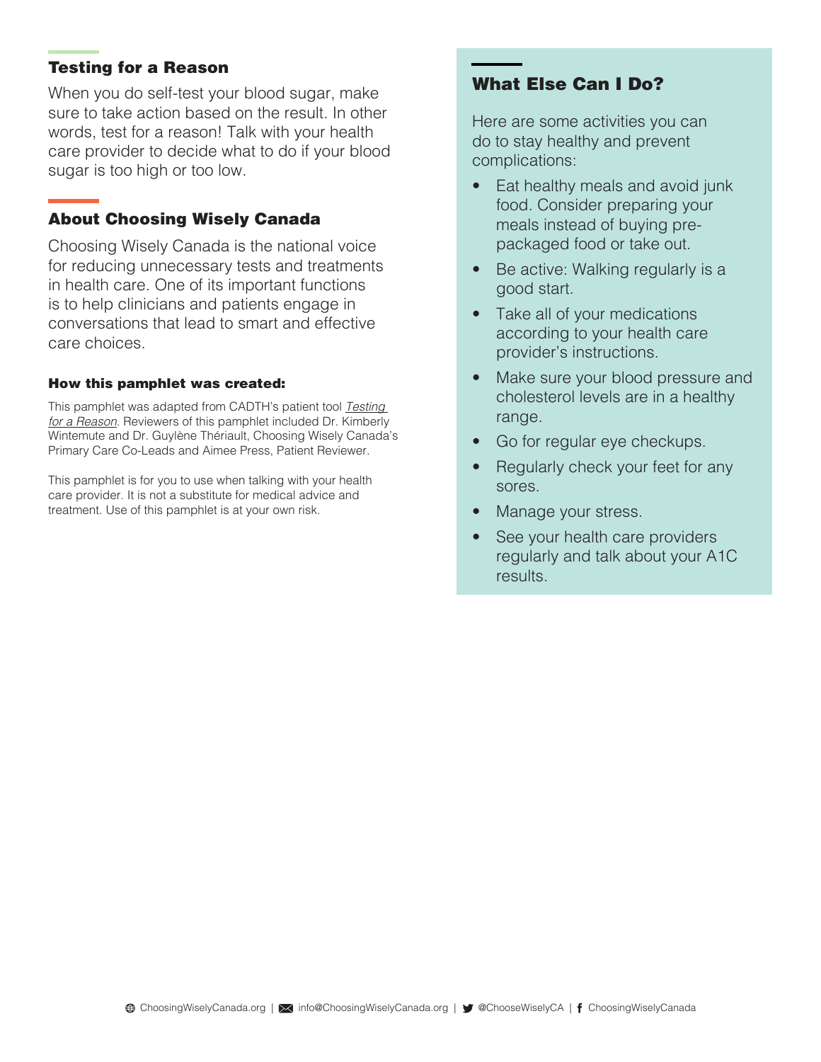## Testing for a Reason

When you do self-test your blood sugar, make sure to take action based on the result. In other words, test for a reason! Talk with your health care provider to decide what to do if your blood sugar is too high or too low.

## About Choosing Wisely Canada

Choosing Wisely Canada is the national voice for reducing unnecessary tests and treatments in health care. One of its important functions is to help clinicians and patients engage in conversations that lead to smart and effective care choices.

### How this pamphlet was created:

This pamphlet was adapted from CADTH's patient tool *Testing for a Reason*. Reviewers of this pamphlet included Dr. Kimberly Wintemute and Dr. Guylène Thériault, Choosing Wisely Canada's Primary Care Co-Leads and Aimee Press, Patient Reviewer.

This pamphlet is for you to use when talking with your health care provider. It is not a substitute for medical advice and treatment. Use of this pamphlet is at your own risk.

## What Else Can I Do?

Here are some activities you can do to stay healthy and prevent complications:

- Eat healthy meals and avoid junk food. Consider preparing your meals instead of buying pre-packaged food or take out.
- Be active: Walking regularly is a good start.
- Take all of your medications according to your health care provider's instructions.
- Make sure your blood pressure and cholesterol levels are in a healthy range.
- Go for regular eye checkups.
- Regularly check your feet for any sores.
- Manage your stress.
- See your health care providers regularly and talk about your A1C results.

ChoosingWiselyCanada.org | info@ChoosingWiselyCanada.org | @ChooseWiselyCA | ChoosingWiselyCanada